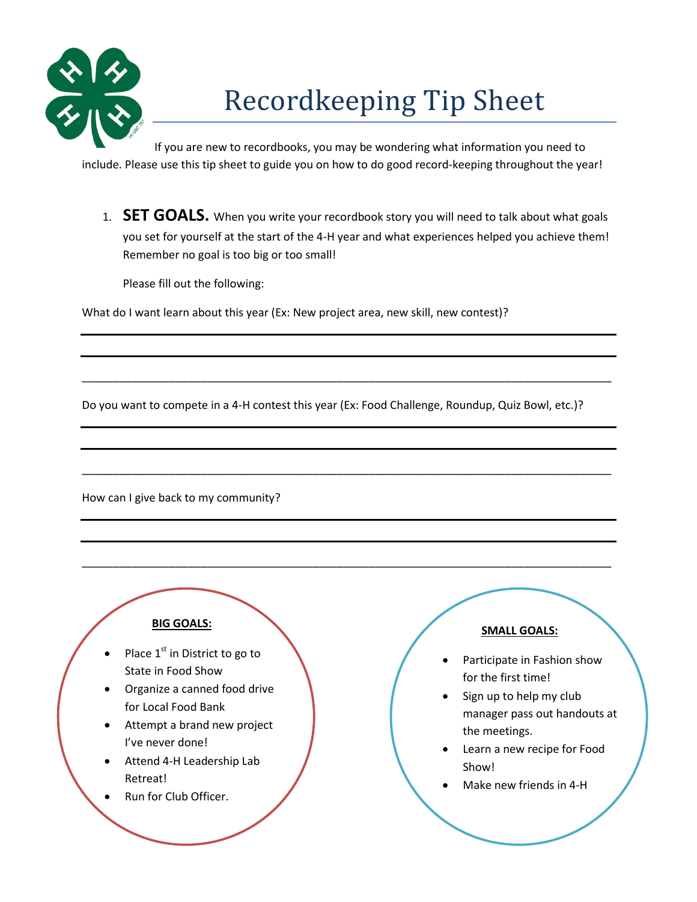# Recordkeeping Tip Sheet

If you are new to recordbooks, you may be wondering what information you need to include. Please use this tip sheet to guide you on how to do good record-keeping throughout the year!

1. **SET GOALS.** When you write your recordbook story you will need to talk about what goals you set for yourself at the start of the 4-H year and what experiences helped you achieve them! Remember no goal is too big or too small!

   Please fill out the following:

What do I want learn about this year (Ex: New project area, new skill, new contest)?

_______________________________________________________________________________

_______________________________________________________________________________

_______________________________________________________________________________

Do you want to compete in a 4-H contest this year (Ex: Food Challenge, Roundup, Quiz Bowl, etc.)?

_______________________________________________________________________________

_______________________________________________________________________________

_______________________________________________________________________________

How can I give back to my community?

_______________________________________________________________________________

_______________________________________________________________________________

_______________________________________________________________________________

**BIG GOALS:**

- Place 1st in District to go to State in Food Show
- Organize a canned food drive for Local Food Bank
- Attempt a brand new project I've never done!
- Attend 4-H Leadership Lab Retreat!
- Run for Club Officer.

**SMALL GOALS:**

- Participate in Fashion show for the first time!
- Sign up to help my club manager pass out handouts at the meetings.
- Learn a new recipe for Food Show!
- Make new friends in 4-H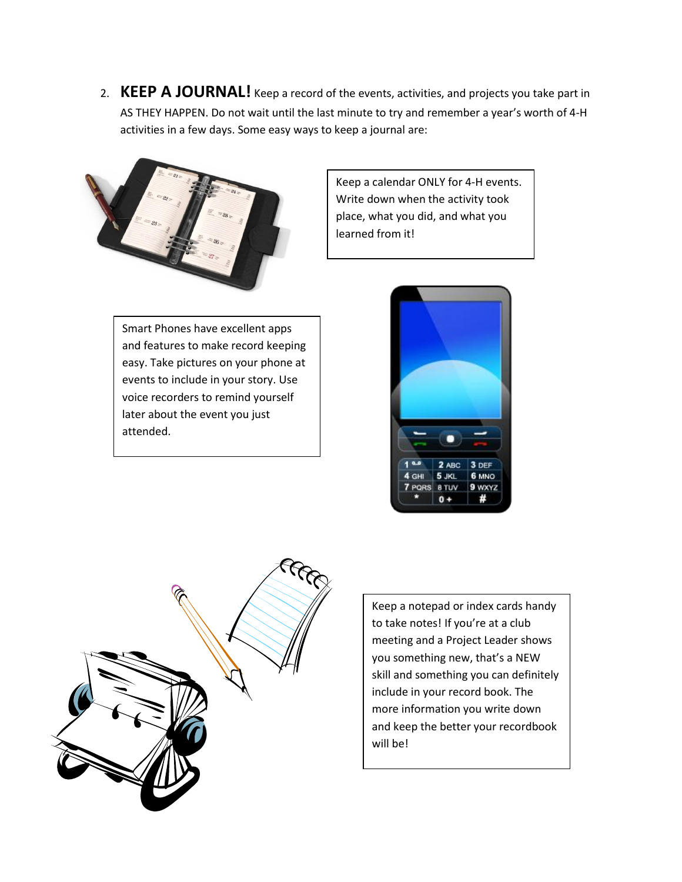2. **KEEP A JOURNAL!** Keep a record of the events, activities, and projects you take part in AS THEY HAPPEN. Do not wait until the last minute to try and remember a year's worth of 4-H activities in a few days. Some easy ways to keep a journal are:

Keep a calendar ONLY for 4-H events. Write down when the activity took place, what you did, and what you learned from it!

Smart Phones have excellent apps and features to make record keeping easy. Take pictures on your phone at events to include in your story. Use voice recorders to remind yourself later about the event you just attended.

Keep a notepad or index cards handy to take notes! If you're at a club meeting and a Project Leader shows you something new, that's a NEW skill and something you can definitely include in your record book. The more information you write down and keep the better your recordbook will be!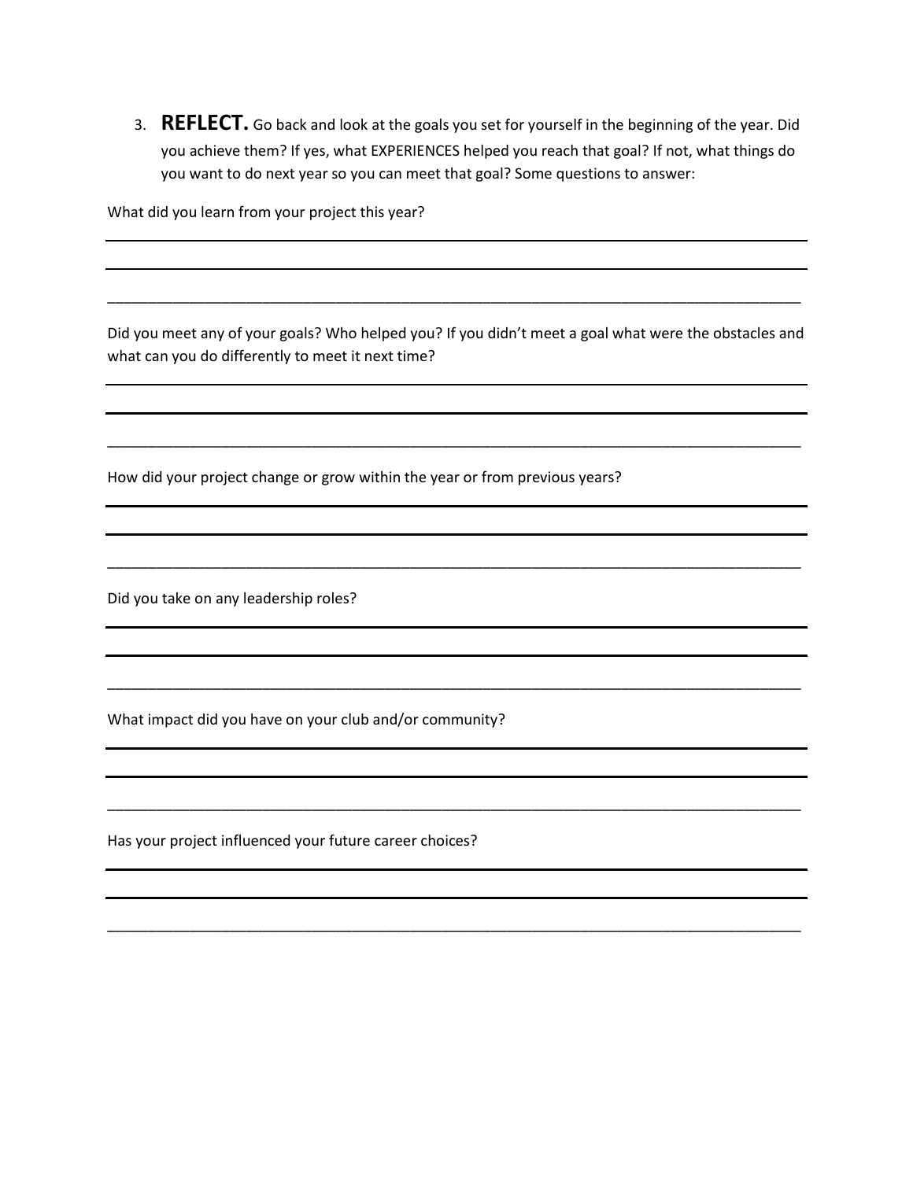3. **REFLECT.** Go back and look at the goals you set for yourself in the beginning of the year. Did you achieve them? If yes, what EXPERIENCES helped you reach that goal? If not, what things do you want to do next year so you can meet that goal? Some questions to answer:

What did you learn from your project this year?

______________________________________________________________________________

______________________________________________________________________________

______________________________________________________________________________

Did you meet any of your goals? Who helped you? If you didn't meet a goal what were the obstacles and what can you do differently to meet it next time?

______________________________________________________________________________

______________________________________________________________________________

______________________________________________________________________________

How did your project change or grow within the year or from previous years?

______________________________________________________________________________

______________________________________________________________________________

______________________________________________________________________________

Did you take on any leadership roles?

______________________________________________________________________________

______________________________________________________________________________

______________________________________________________________________________

What impact did you have on your club and/or community?

______________________________________________________________________________

______________________________________________________________________________

______________________________________________________________________________

Has your project influenced your future career choices?

______________________________________________________________________________

______________________________________________________________________________

______________________________________________________________________________